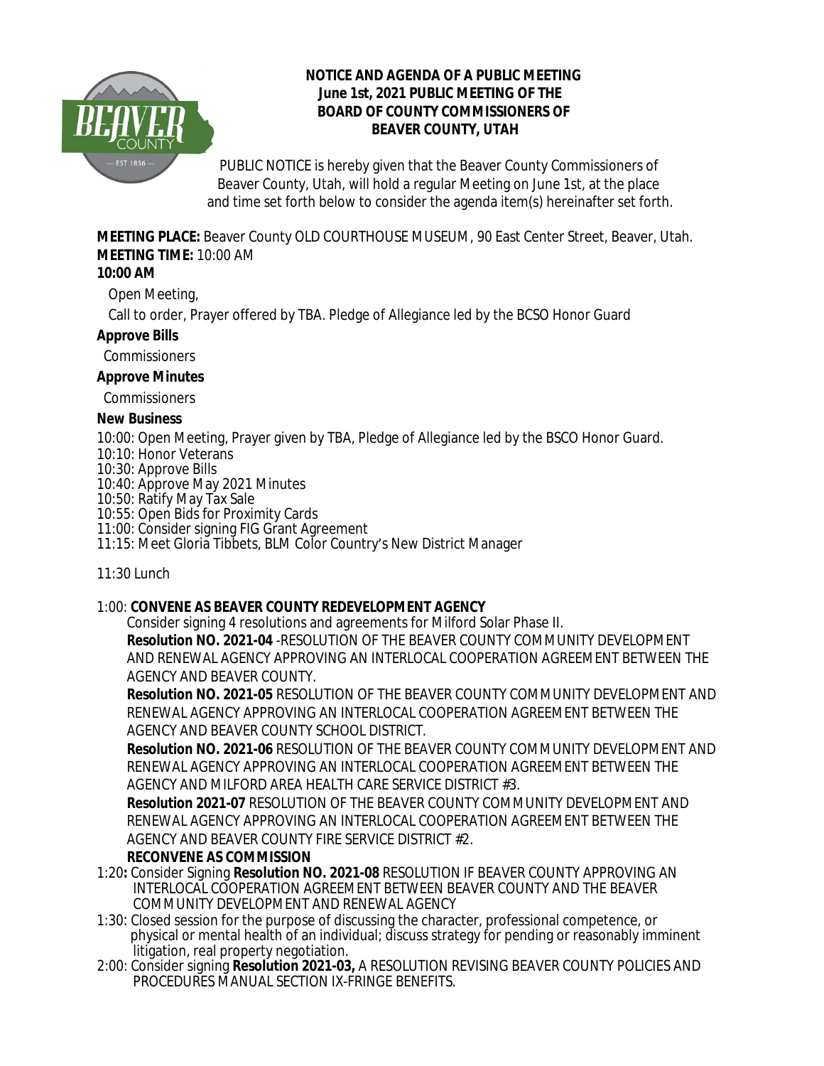**NOTICE AND AGENDA OF A PUBLIC MEETING**
**June 1st, 2021 PUBLIC MEETING OF THE**
**BOARD OF COUNTY COMMISSIONERS OF**
**BEAVER COUNTY, UTAH**

PUBLIC NOTICE is hereby given that the Beaver County Commissioners of Beaver County, Utah, will hold a regular Meeting on June 1st, at the place and time set forth below to consider the agenda item(s) hereinafter set forth.

**MEETING PLACE:** Beaver County OLD COURTHOUSE MUSEUM, 90 East Center Street, Beaver, Utah.
**MEETING TIME:** 10:00 AM

**10:00 AM**

Open Meeting,

Call to order, Prayer offered by TBA. Pledge of Allegiance led by the BCSO Honor Guard

**Approve Bills**

Commissioners

**Approve Minutes**

Commissioners

**New Business**

10:00: Open Meeting, Prayer given by TBA, Pledge of Allegiance led by the BSCO Honor Guard.
10:10: Honor Veterans
10:30: Approve Bills
10:40: Approve May 2021 Minutes
10:50: Ratify May Tax Sale
10:55: Open Bids for Proximity Cards
11:00: Consider signing FIG Grant Agreement
11:15: Meet Gloria Tibbets, BLM Color Country's New District Manager

11:30 Lunch

1:00: **CONVENE AS BEAVER COUNTY REDEVELOPMENT AGENCY**

Consider signing 4 resolutions and agreements for Milford Solar Phase II.

**Resolution NO. 2021-04** -RESOLUTION OF THE BEAVER COUNTY COMMUNITY DEVELOPMENT AND RENEWAL AGENCY APPROVING AN INTERLOCAL COOPERATION AGREEMENT BETWEEN THE AGENCY AND BEAVER COUNTY.

**Resolution NO. 2021-05** RESOLUTION OF THE BEAVER COUNTY COMMUNITY DEVELOPMENT AND RENEWAL AGENCY APPROVING AN INTERLOCAL COOPERATION AGREEMENT BETWEEN THE AGENCY AND BEAVER COUNTY SCHOOL DISTRICT.

**Resolution NO. 2021-06** RESOLUTION OF THE BEAVER COUNTY COMMUNITY DEVELOPMENT AND RENEWAL AGENCY APPROVING AN INTERLOCAL COOPERATION AGREEMENT BETWEEN THE AGENCY AND MILFORD AREA HEALTH CARE SERVICE DISTRICT #3.

**Resolution 2021-07** RESOLUTION OF THE BEAVER COUNTY COMMUNITY DEVELOPMENT AND RENEWAL AGENCY APPROVING AN INTERLOCAL COOPERATION AGREEMENT BETWEEN THE AGENCY AND BEAVER COUNTY FIRE SERVICE DISTRICT #2.

**RECONVENE AS COMMISSION**

1:20**:** Consider Signing **Resolution NO. 2021-08** RESOLUTION IF BEAVER COUNTY APPROVING AN INTERLOCAL COOPERATION AGREEMENT BETWEEN BEAVER COUNTY AND THE BEAVER COMMUNITY DEVELOPMENT AND RENEWAL AGENCY

1:30: Closed session for the purpose of discussing the character, professional competence, or physical or mental health of an individual; discuss strategy for pending or reasonably imminent litigation, real property negotiation.

2:00: Consider signing **Resolution 2021-03,** A RESOLUTION REVISING BEAVER COUNTY POLICIES AND PROCEDURES MANUAL SECTION IX-FRINGE BENEFITS.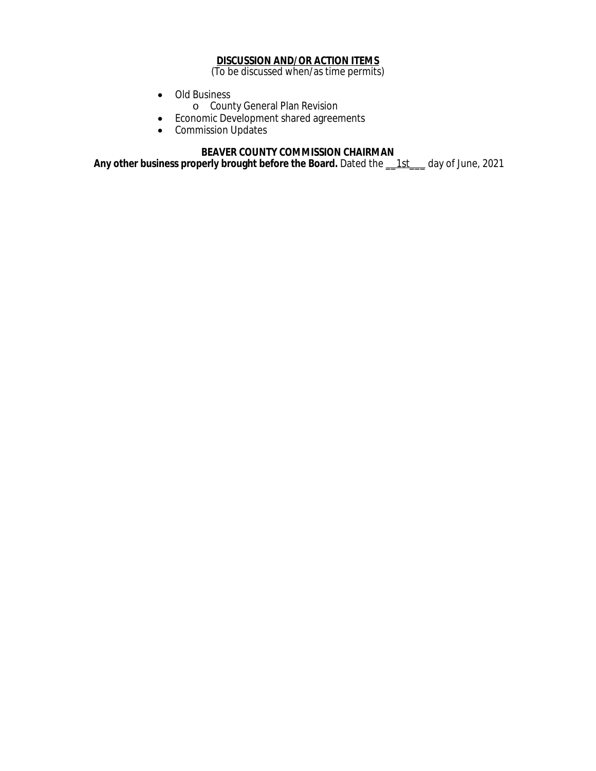**DISCUSSION AND/OR ACTION ITEMS**

(To be discussed when/as time permits)

- Old Business
  - County General Plan Revision
- Economic Development shared agreements
- Commission Updates

**BEAVER COUNTY COMMISSION CHAIRMAN**

**Any other business properly brought before the Board.** Dated the __1st___ day of June, 2021